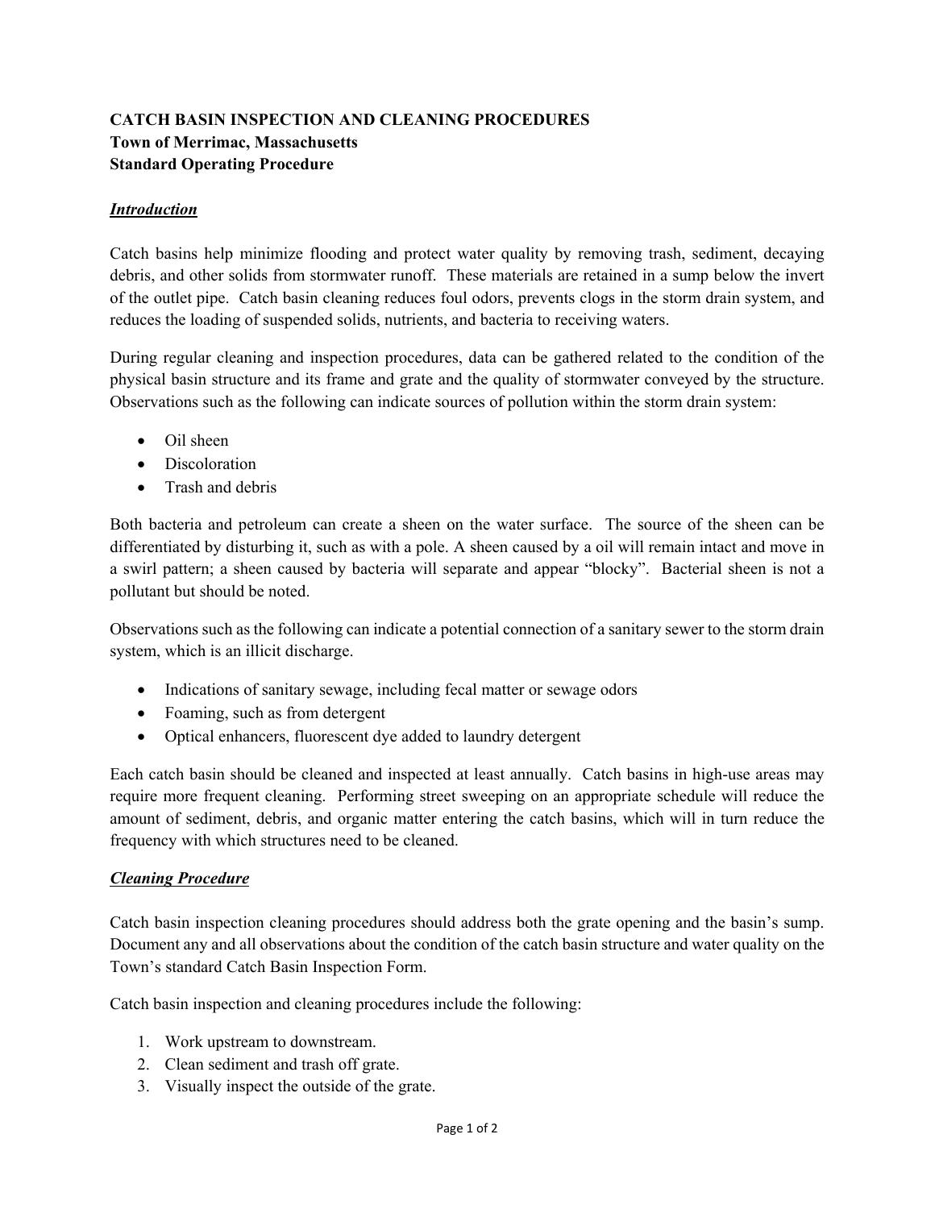**CATCH BASIN INSPECTION AND CLEANING PROCEDURES**
**Town of Merrimac, Massachusetts**
**Standard Operating Procedure**

## ***Introduction***

Catch basins help minimize flooding and protect water quality by removing trash, sediment, decaying debris, and other solids from stormwater runoff. These materials are retained in a sump below the invert of the outlet pipe. Catch basin cleaning reduces foul odors, prevents clogs in the storm drain system, and reduces the loading of suspended solids, nutrients, and bacteria to receiving waters.

During regular cleaning and inspection procedures, data can be gathered related to the condition of the physical basin structure and its frame and grate and the quality of stormwater conveyed by the structure. Observations such as the following can indicate sources of pollution within the storm drain system:

- Oil sheen
- Discoloration
- Trash and debris

Both bacteria and petroleum can create a sheen on the water surface. The source of the sheen can be differentiated by disturbing it, such as with a pole. A sheen caused by a oil will remain intact and move in a swirl pattern; a sheen caused by bacteria will separate and appear "blocky". Bacterial sheen is not a pollutant but should be noted.

Observations such as the following can indicate a potential connection of a sanitary sewer to the storm drain system, which is an illicit discharge.

- Indications of sanitary sewage, including fecal matter or sewage odors
- Foaming, such as from detergent
- Optical enhancers, fluorescent dye added to laundry detergent

Each catch basin should be cleaned and inspected at least annually. Catch basins in high-use areas may require more frequent cleaning. Performing street sweeping on an appropriate schedule will reduce the amount of sediment, debris, and organic matter entering the catch basins, which will in turn reduce the frequency with which structures need to be cleaned.

## ***Cleaning Procedure***

Catch basin inspection cleaning procedures should address both the grate opening and the basin's sump. Document any and all observations about the condition of the catch basin structure and water quality on the Town's standard Catch Basin Inspection Form.

Catch basin inspection and cleaning procedures include the following:

1. Work upstream to downstream.
2. Clean sediment and trash off grate.
3. Visually inspect the outside of the grate.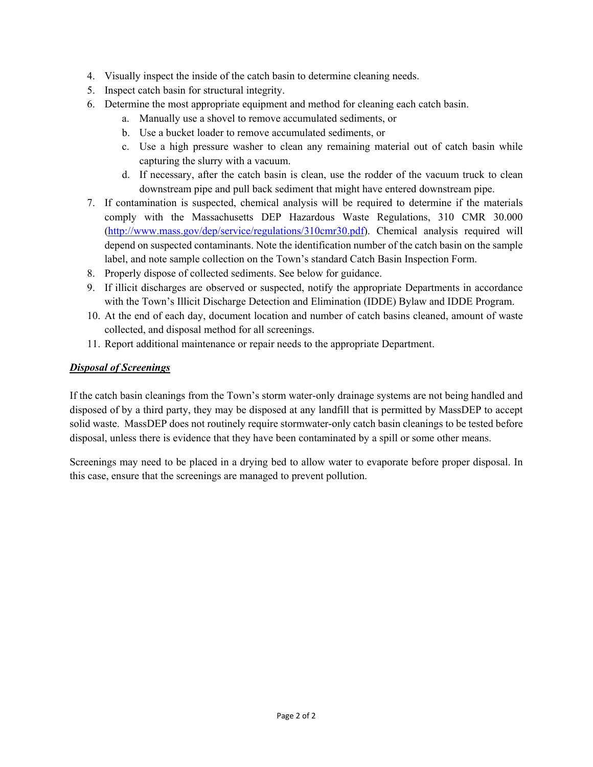4. Visually inspect the inside of the catch basin to determine cleaning needs.
5. Inspect catch basin for structural integrity.
6. Determine the most appropriate equipment and method for cleaning each catch basin.
   a. Manually use a shovel to remove accumulated sediments, or
   b. Use a bucket loader to remove accumulated sediments, or
   c. Use a high pressure washer to clean any remaining material out of catch basin while capturing the slurry with a vacuum.
   d. If necessary, after the catch basin is clean, use the rodder of the vacuum truck to clean downstream pipe and pull back sediment that might have entered downstream pipe.
7. If contamination is suspected, chemical analysis will be required to determine if the materials comply with the Massachusetts DEP Hazardous Waste Regulations, 310 CMR 30.000 (http://www.mass.gov/dep/service/regulations/310cmr30.pdf). Chemical analysis required will depend on suspected contaminants. Note the identification number of the catch basin on the sample label, and note sample collection on the Town's standard Catch Basin Inspection Form.
8. Properly dispose of collected sediments. See below for guidance.
9. If illicit discharges are observed or suspected, notify the appropriate Departments in accordance with the Town's Illicit Discharge Detection and Elimination (IDDE) Bylaw and IDDE Program.
10. At the end of each day, document location and number of catch basins cleaned, amount of waste collected, and disposal method for all screenings.
11. Report additional maintenance or repair needs to the appropriate Department.

***Disposal of Screenings***

If the catch basin cleanings from the Town's storm water-only drainage systems are not being handled and disposed of by a third party, they may be disposed at any landfill that is permitted by MassDEP to accept solid waste. MassDEP does not routinely require stormwater-only catch basin cleanings to be tested before disposal, unless there is evidence that they have been contaminated by a spill or some other means.

Screenings may need to be placed in a drying bed to allow water to evaporate before proper disposal. In this case, ensure that the screenings are managed to prevent pollution.